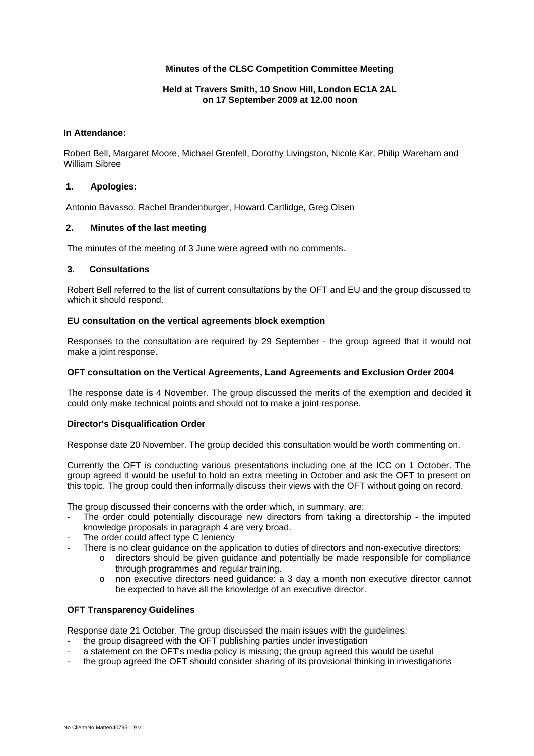**Minutes of the CLSC Competition Committee Meeting**

**Held at Travers Smith, 10 Snow Hill, London EC1A 2AL on 17 September 2009 at 12.00 noon**

**In Attendance:**

Robert Bell, Margaret Moore, Michael Grenfell, Dorothy Livingston, Nicole Kar, Philip Wareham and William Sibree

## 1. Apologies:

Antonio Bavasso, Rachel Brandenburger, Howard Cartlidge, Greg Olsen

## 2. Minutes of the last meeting

The minutes of the meeting of 3 June were agreed with no comments.

## 3. Consultations

Robert Bell referred to the list of current consultations by the OFT and EU and the group discussed to which it should respond.

### EU consultation on the vertical agreements block exemption

Responses to the consultation are required by 29 September - the group agreed that it would not make a joint response.

### OFT consultation on the Vertical Agreements, Land Agreements and Exclusion Order 2004

The response date is 4 November. The group discussed the merits of the exemption and decided it could only make technical points and should not to make a joint response.

### Director's Disqualification Order

Response date 20 November. The group decided this consultation would be worth commenting on.

Currently the OFT is conducting various presentations including one at the ICC on 1 October. The group agreed it would be useful to hold an extra meeting in October and ask the OFT to present on this topic. The group could then informally discuss their views with the OFT without going on record.

The group discussed their concerns with the order which, in summary, are:

- The order could potentially discourage new directors from taking a directorship - the imputed knowledge proposals in paragraph 4 are very broad.
- The order could affect type C leniency
- There is no clear guidance on the application to duties of directors and non-executive directors:
  - directors should be given guidance and potentially be made responsible for compliance through programmes and regular training.
  - non executive directors need guidance: a 3 day a month non executive director cannot be expected to have all the knowledge of an executive director.

### OFT Transparency Guidelines

Response date 21 October. The group discussed the main issues with the guidelines:

- the group disagreed with the OFT publishing parties under investigation
- a statement on the OFT's media policy is missing; the group agreed this would be useful
- the group agreed the OFT should consider sharing of its provisional thinking in investigations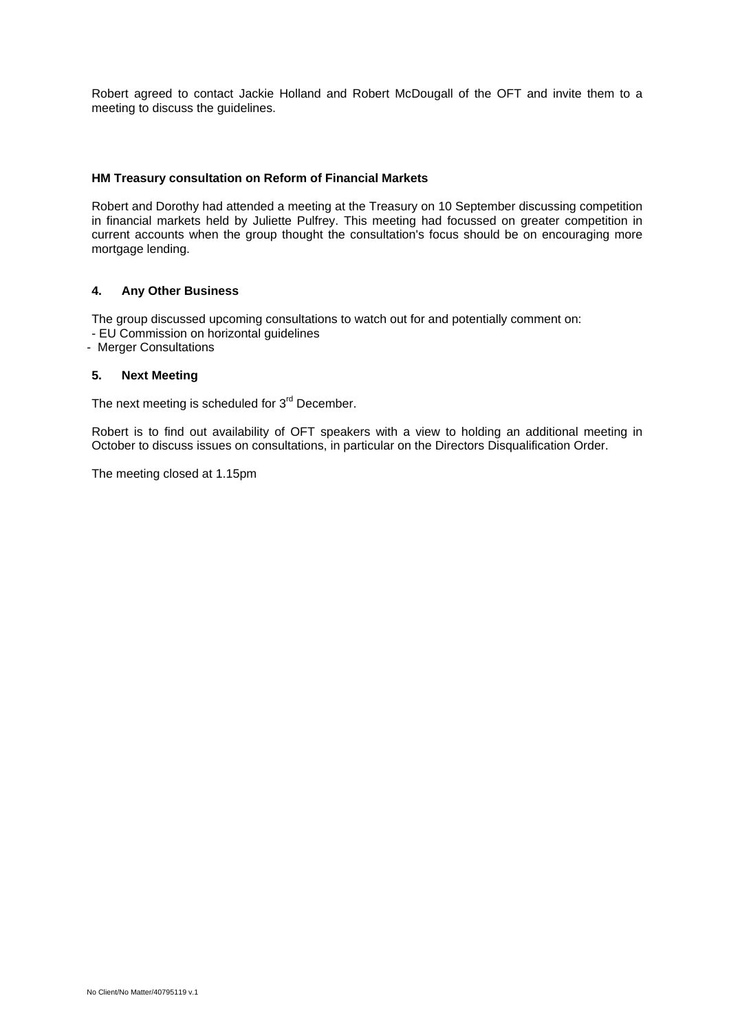Robert agreed to contact Jackie Holland and Robert McDougall of the OFT and invite them to a meeting to discuss the guidelines.

**HM Treasury consultation on Reform of Financial Markets**

Robert and Dorothy had attended a meeting at the Treasury on 10 September discussing competition in financial markets held by Juliette Pulfrey. This meeting had focussed on greater competition in current accounts when the group thought the consultation's focus should be on encouraging more mortgage lending.

## 4. Any Other Business

The group discussed upcoming consultations to watch out for and potentially comment on:

- EU Commission on horizontal guidelines
- Merger Consultations

## 5. Next Meeting

The next meeting is scheduled for 3rd December.

Robert is to find out availability of OFT speakers with a view to holding an additional meeting in October to discuss issues on consultations, in particular on the Directors Disqualification Order.

The meeting closed at 1.15pm